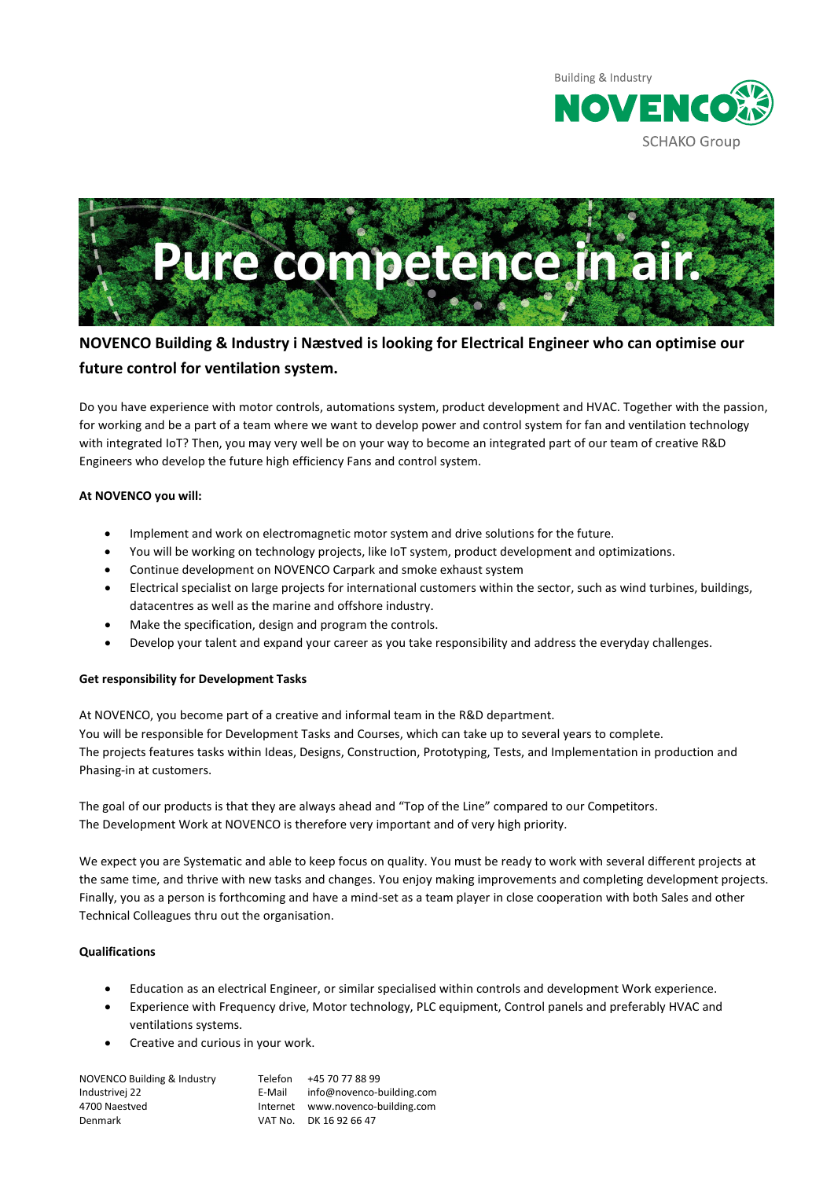Building & Industry
NOVENCO
SCHAKO Group

# Pure competence in air.

## NOVENCO Building & Industry i Næstved is looking for Electrical Engineer who can optimise our future control for ventilation system.

Do you have experience with motor controls, automations system, product development and HVAC. Together with the passion, for working and be a part of a team where we want to develop power and control system for fan and ventilation technology with integrated IoT? Then, you may very well be on your way to become an integrated part of our team of creative R&D Engineers who develop the future high efficiency Fans and control system.

**At NOVENCO you will:**

- Implement and work on electromagnetic motor system and drive solutions for the future.
- You will be working on technology projects, like IoT system, product development and optimizations.
- Continue development on NOVENCO Carpark and smoke exhaust system
- Electrical specialist on large projects for international customers within the sector, such as wind turbines, buildings, datacentres as well as the marine and offshore industry.
- Make the specification, design and program the controls.
- Develop your talent and expand your career as you take responsibility and address the everyday challenges.

**Get responsibility for Development Tasks**

At NOVENCO, you become part of a creative and informal team in the R&D department.
You will be responsible for Development Tasks and Courses, which can take up to several years to complete.
The projects features tasks within Ideas, Designs, Construction, Prototyping, Tests, and Implementation in production and Phasing-in at customers.

The goal of our products is that they are always ahead and "Top of the Line" compared to our Competitors.
The Development Work at NOVENCO is therefore very important and of very high priority.

We expect you are Systematic and able to keep focus on quality. You must be ready to work with several different projects at the same time, and thrive with new tasks and changes. You enjoy making improvements and completing development projects. Finally, you as a person is forthcoming and have a mind-set as a team player in close cooperation with both Sales and other Technical Colleagues thru out the organisation.

**Qualifications**

- Education as an electrical Engineer, or similar specialised within controls and development Work experience.
- Experience with Frequency drive, Motor technology, PLC equipment, Control panels and preferably HVAC and ventilations systems.
- Creative and curious in your work.

NOVENCO Building & Industry
Industrivej 22
4700 Naestved
Denmark

Telefon +45 70 77 88 99
E-Mail info@novenco-building.com
Internet www.novenco-building.com
VAT No. DK 16 92 66 47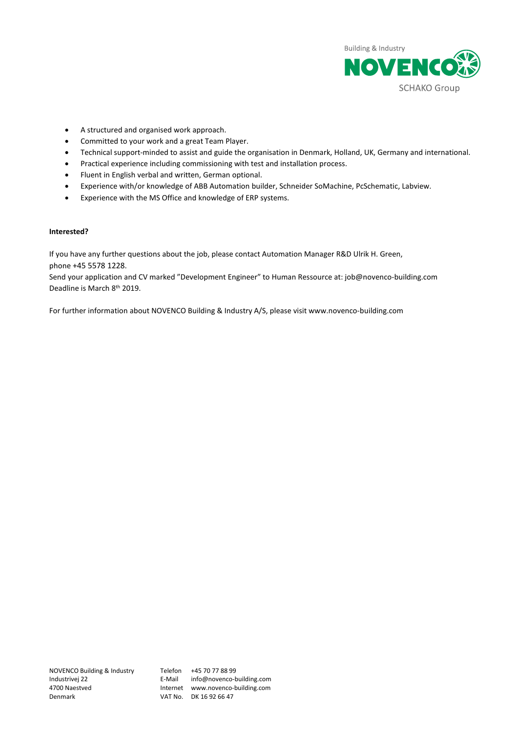- A structured and organised work approach.
- Committed to your work and a great Team Player.
- Technical support-minded to assist and guide the organisation in Denmark, Holland, UK, Germany and international.
- Practical experience including commissioning with test and installation process.
- Fluent in English verbal and written, German optional.
- Experience with/or knowledge of ABB Automation builder, Schneider SoMachine, PcSchematic, Labview.
- Experience with the MS Office and knowledge of ERP systems.

**Interested?**

If you have any further questions about the job, please contact Automation Manager R&D Ulrik H. Green, phone +45 5578 1228.
Send your application and CV marked "Development Engineer" to Human Ressource at: job@novenco-building.com
Deadline is March 8th 2019.

For further information about NOVENCO Building & Industry A/S, please visit www.novenco-building.com

NOVENCO Building & Industry
Industrivej 22
4700 Naestved
Denmark

Telefon +45 70 77 88 99
E-Mail info@novenco-building.com
Internet www.novenco-building.com
VAT No. DK 16 92 66 47